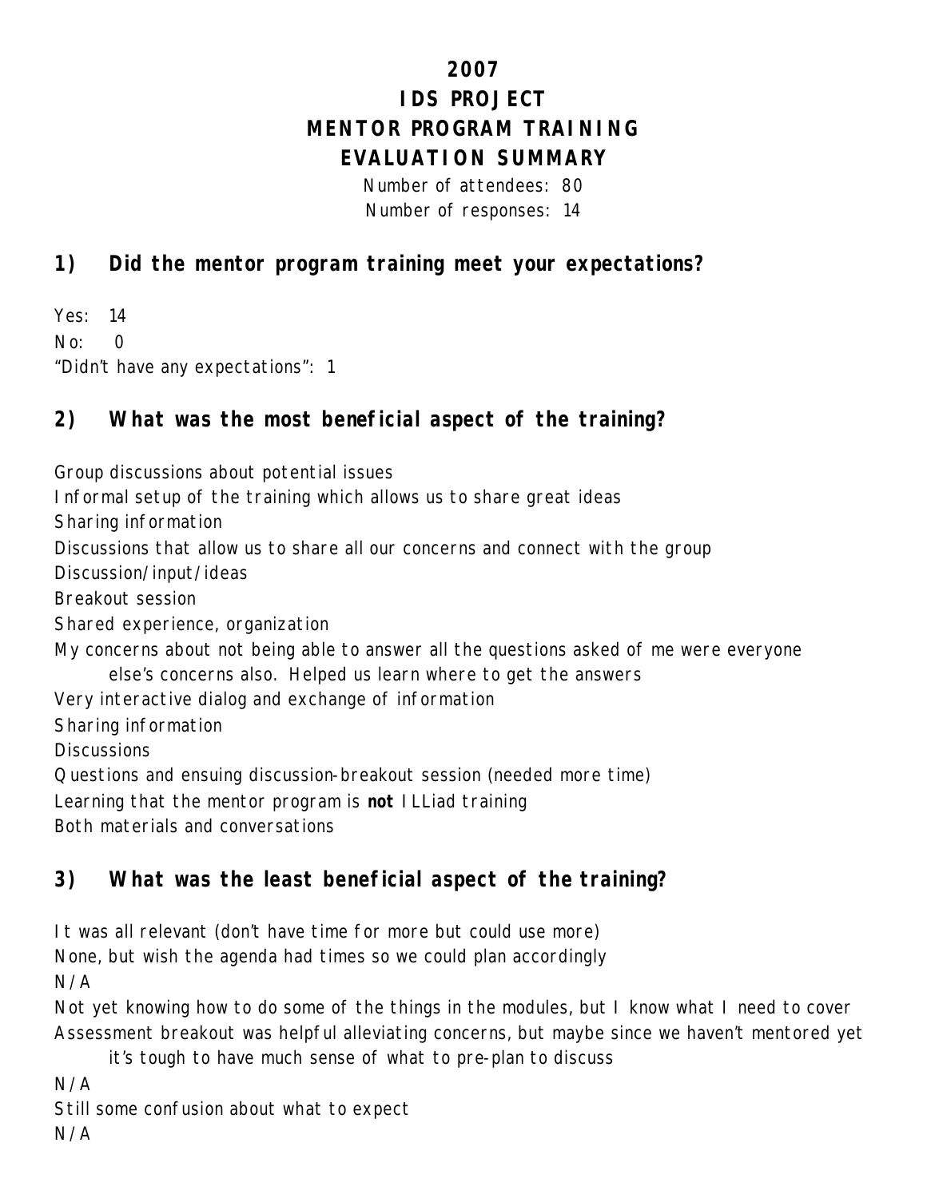# 2007
# IDS PROJECT
# MENTOR PROGRAM TRAINING
# EVALUATION SUMMARY

Number of attendees: 80
Number of responses: 14

## 1) Did the mentor program training meet your expectations?

Yes: 14
No: 0
"Didn't have any expectations": 1

## 2) What was the most beneficial aspect of the training?

Group discussions about potential issues
Informal setup of the training which allows us to share great ideas
Sharing information
Discussions that allow us to share all our concerns and connect with the group
Discussion/input/ideas
Breakout session
Shared experience, organization
My concerns about not being able to answer all the questions asked of me were everyone else's concerns also. Helped us learn where to get the answers
Very interactive dialog and exchange of information
Sharing information
Discussions
Questions and ensuing discussion-breakout session (needed more time)
Learning that the mentor program is **not** ILLiad training
Both materials and conversations

## 3) What was the least beneficial aspect of the training?

It was all relevant (don't have time for more but could use more)
None, but wish the agenda had times so we could plan accordingly
N/A
Not yet knowing how to do some of the things in the modules, but I know what I need to cover
Assessment breakout was helpful alleviating concerns, but maybe since we haven't mentored yet it's tough to have much sense of what to pre-plan to discuss
N/A
Still some confusion about what to expect
N/A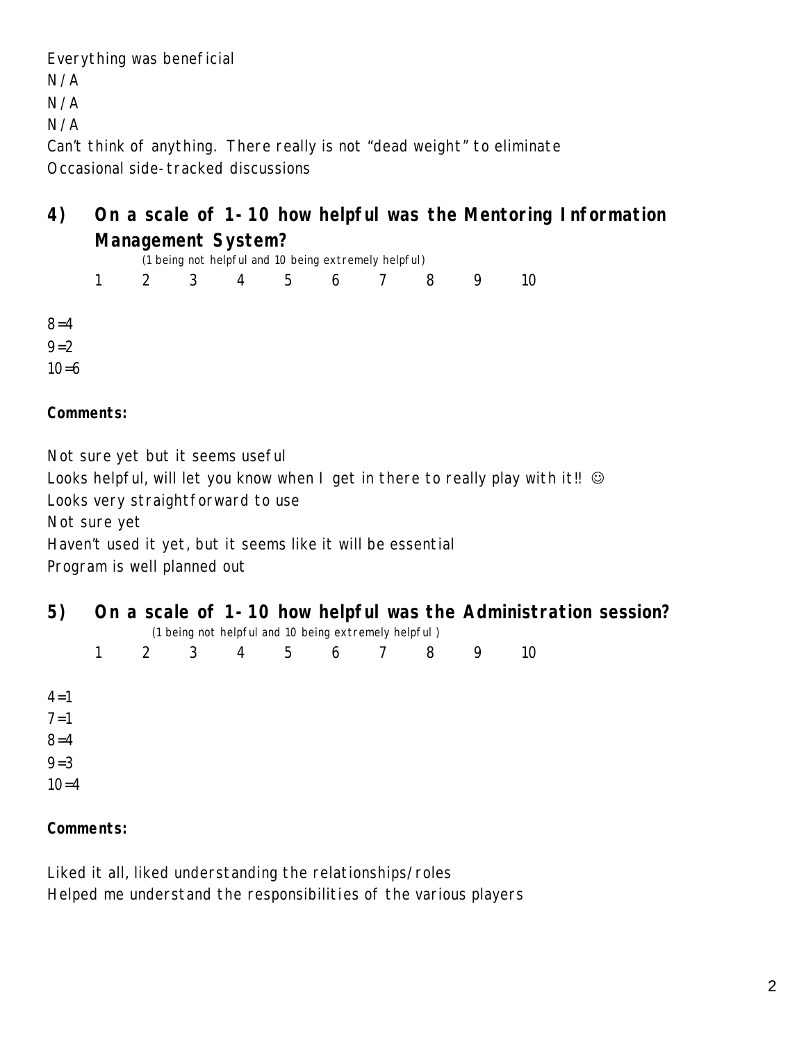Everything was beneficial
N/A
N/A
N/A
Can't think of anything. There really is not "dead weight" to eliminate
Occasional side-tracked discussions

## 4) On a scale of 1-10 how helpful was the Mentoring Information Management System?

(1 being not helpful and 10 being extremely helpful)

1 2 3 4 5 6 7 8 9 10

8=4
9=2
10=6

**Comments:**

Not sure yet but it seems useful
Looks helpful, will let you know when I get in there to really play with it!! ☺
Looks very straightforward to use
Not sure yet
Haven't used it yet, but it seems like it will be essential
Program is well planned out

## 5) On a scale of 1-10 how helpful was the Administration session?

(1 being not helpful and 10 being extremely helpful )

1 2 3 4 5 6 7 8 9 10

4=1
7=1
8=4
9=3
10=4

**Comments:**

Liked it all, liked understanding the relationships/roles
Helped me understand the responsibilities of the various players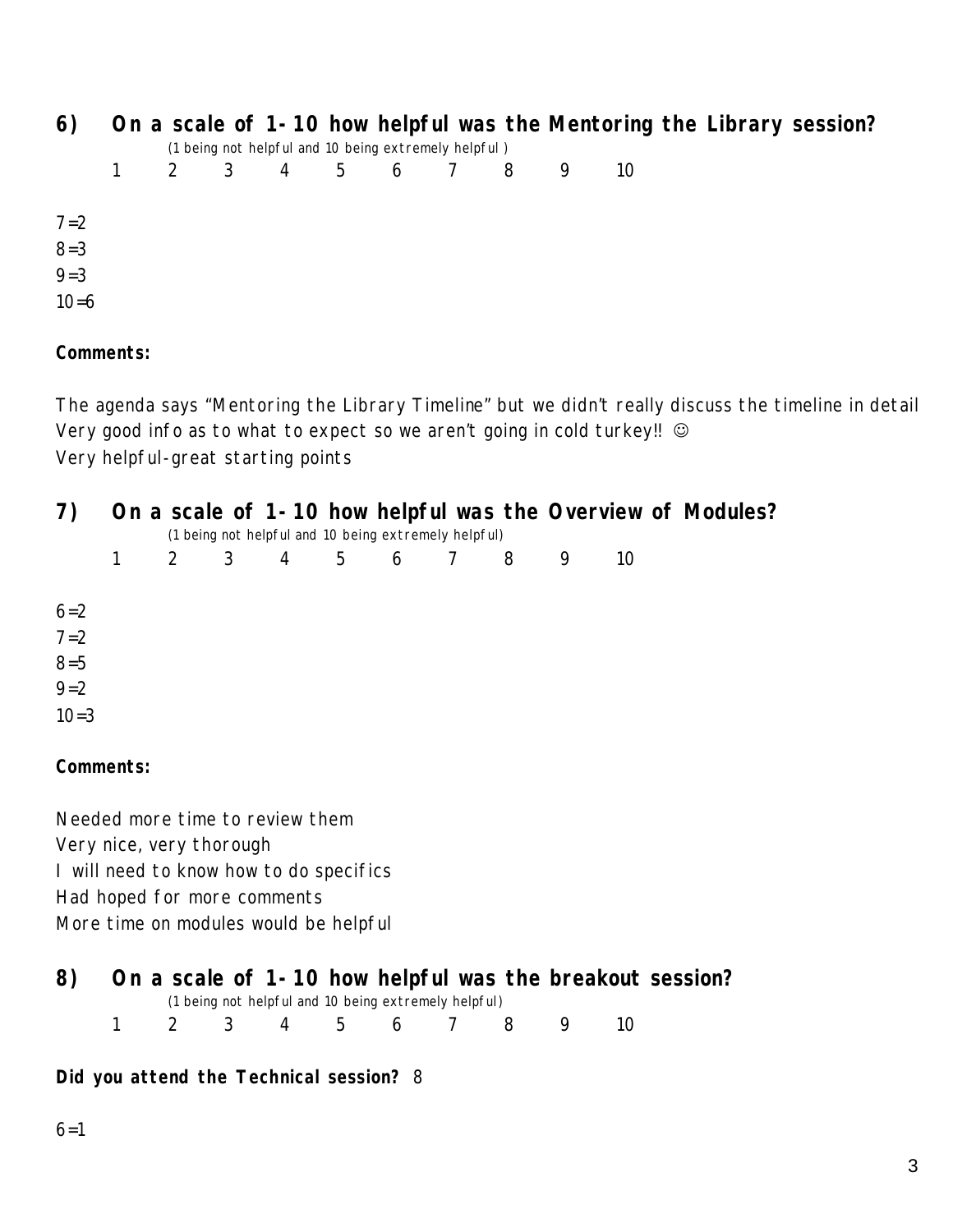## 6) On a scale of 1-10 how helpful was the Mentoring the Library session?

(1 being not helpful and 10 being extremely helpful )

1 2 3 4 5 6 7 8 9 10

7=2
8=3
9=3
10=6

**Comments:**

The agenda says "Mentoring the Library Timeline" but we didn't really discuss the timeline in detail
Very good info as to what to expect so we aren't going in cold turkey!! ☺
Very helpful-great starting points

## 7) On a scale of 1-10 how helpful was the Overview of Modules?

(1 being not helpful and 10 being extremely helpful)

1 2 3 4 5 6 7 8 9 10

6=2
7=2
8=5
9=2
10=3

**Comments:**

Needed more time to review them
Very nice, very thorough
I will need to know how to do specifics
Had hoped for more comments
More time on modules would be helpful

## 8) On a scale of 1-10 how helpful was the breakout session?

(1 being not helpful and 10 being extremely helpful)

1 2 3 4 5 6 7 8 9 10

**Did you attend the Technical session?** 8

6=1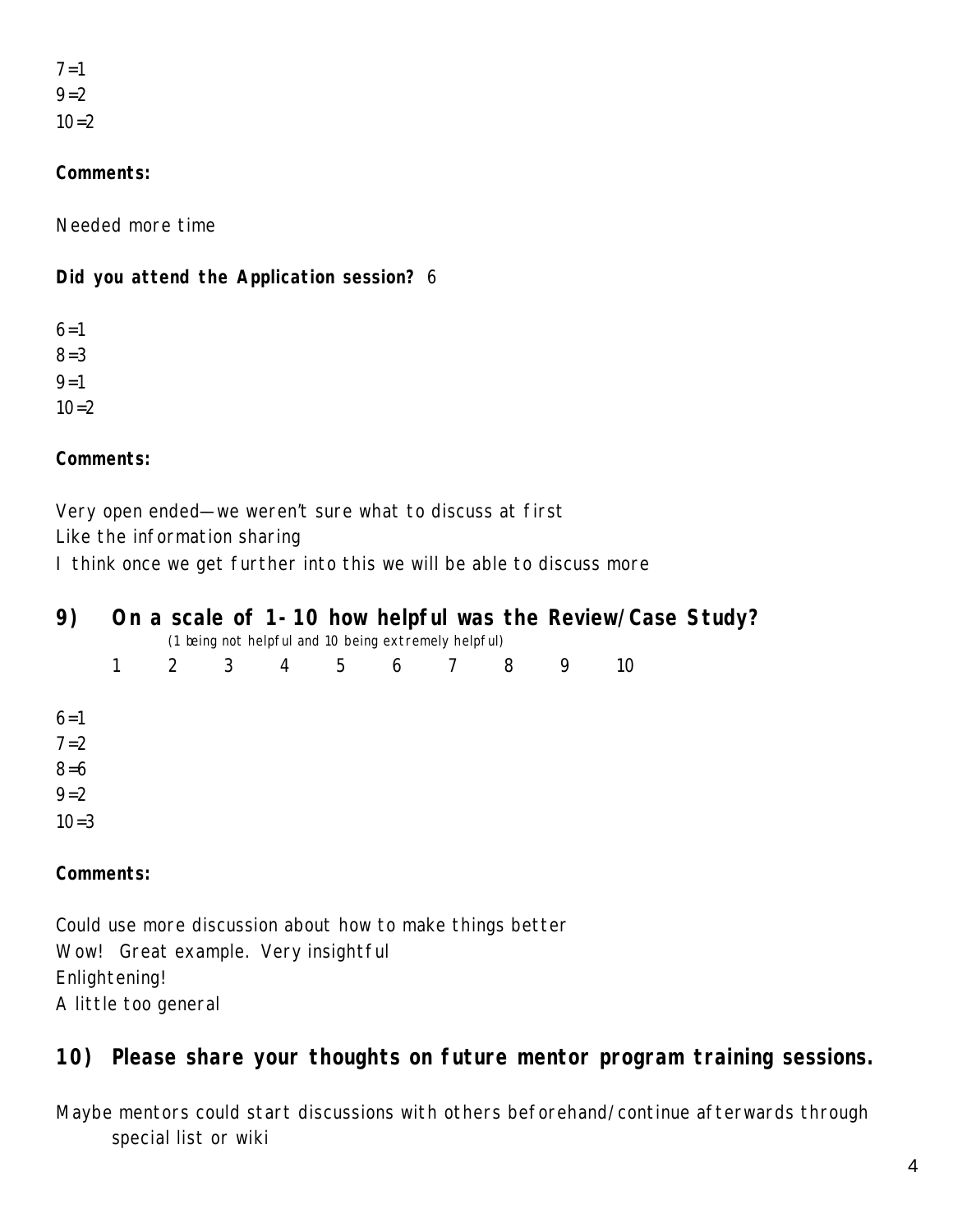7=1  
9=2  
10=2

**Comments:**

Needed more time

**Did you attend the Application session?** 6

6=1  
8=3  
9=1  
10=2

**Comments:**

Very open ended—we weren't sure what to discuss at first  
Like the information sharing  
I think once we get further into this we will be able to discuss more

## 9) On a scale of 1-10 how helpful was the Review/Case Study?

(1 being not helpful and 10 being extremely helpful)

1 2 3 4 5 6 7 8 9 10

6=1  
7=2  
8=6  
9=2  
10=3

**Comments:**

Could use more discussion about how to make things better  
Wow! Great example. Very insightful  
Enlightening!  
A little too general

## 10) Please share your thoughts on future mentor program training sessions.

Maybe mentors could start discussions with others beforehand/continue afterwards through special list or wiki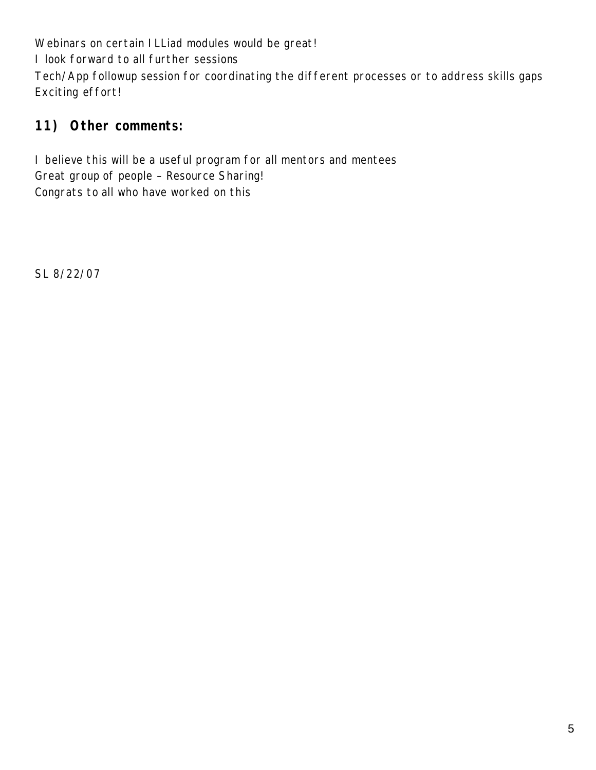Webinars on certain ILLiad modules would be great!
I look forward to all further sessions
Tech/App followup session for coordinating the different processes or to address skills gaps
Exciting effort!

## 11) Other comments:

I believe this will be a useful program for all mentors and mentees
Great group of people – Resource Sharing!
Congrats to all who have worked on this

SL 8/22/07